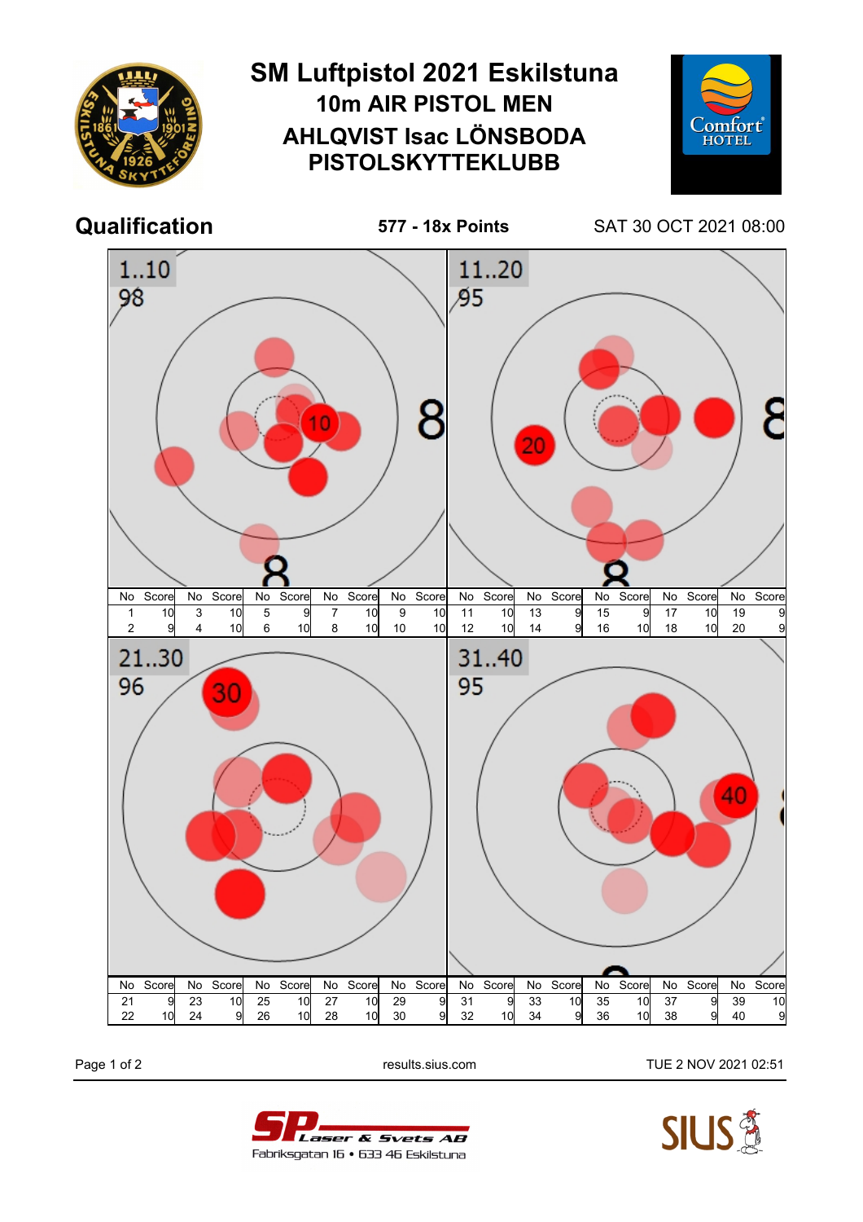# SM Luftpistol 2021 Eskilstuna

## 10m AIR PISTOL MEN

## AHLQVIST Isac LÖNSBODA PISTOLSKYTTEKLUBB

## Qualification

**577 - 18x Points**

SAT 30 OCT 2021 08:00

**1..10**
98

| No | Score | No | Score | No | Score | No | Score | No | Score |
|---|---|---|---|---|---|---|---|---|---|
| 1 | 10 | 3 | 10 | 5 | 9 | 7 | 10 | 9 | 10 |
| 2 | 9 | 4 | 10 | 6 | 10 | 8 | 10 | 10 | 10 |

**11..20**
95

| No | Score | No | Score | No | Score | No | Score | No | Score |
|---|---|---|---|---|---|---|---|---|---|
| 11 | 10 | 13 | 9 | 15 | 9 | 17 | 10 | 19 | 9 |
| 12 | 10 | 14 | 9 | 16 | 10 | 18 | 10 | 20 | 9 |

**21..30**
96

| No | Score | No | Score | No | Score | No | Score | No | Score |
|---|---|---|---|---|---|---|---|---|---|
| 21 | 9 | 23 | 10 | 25 | 10 | 27 | 10 | 29 | 9 |
| 22 | 10 | 24 | 9 | 26 | 10 | 28 | 10 | 30 | 9 |

**31..40**
95

| No | Score | No | Score | No | Score | No | Score | No | Score |
|---|---|---|---|---|---|---|---|---|---|
| 31 | 9 | 33 | 10 | 35 | 10 | 37 | 9 | 39 | 10 |
| 32 | 10 | 34 | 9 | 36 | 10 | 38 | 9 | 40 | 9 |

results.sius.com

TUE 2 NOV 2021 02:51

SP Laser & Svets AB
Fabriksgatan 16 • 633 46 Eskilstuna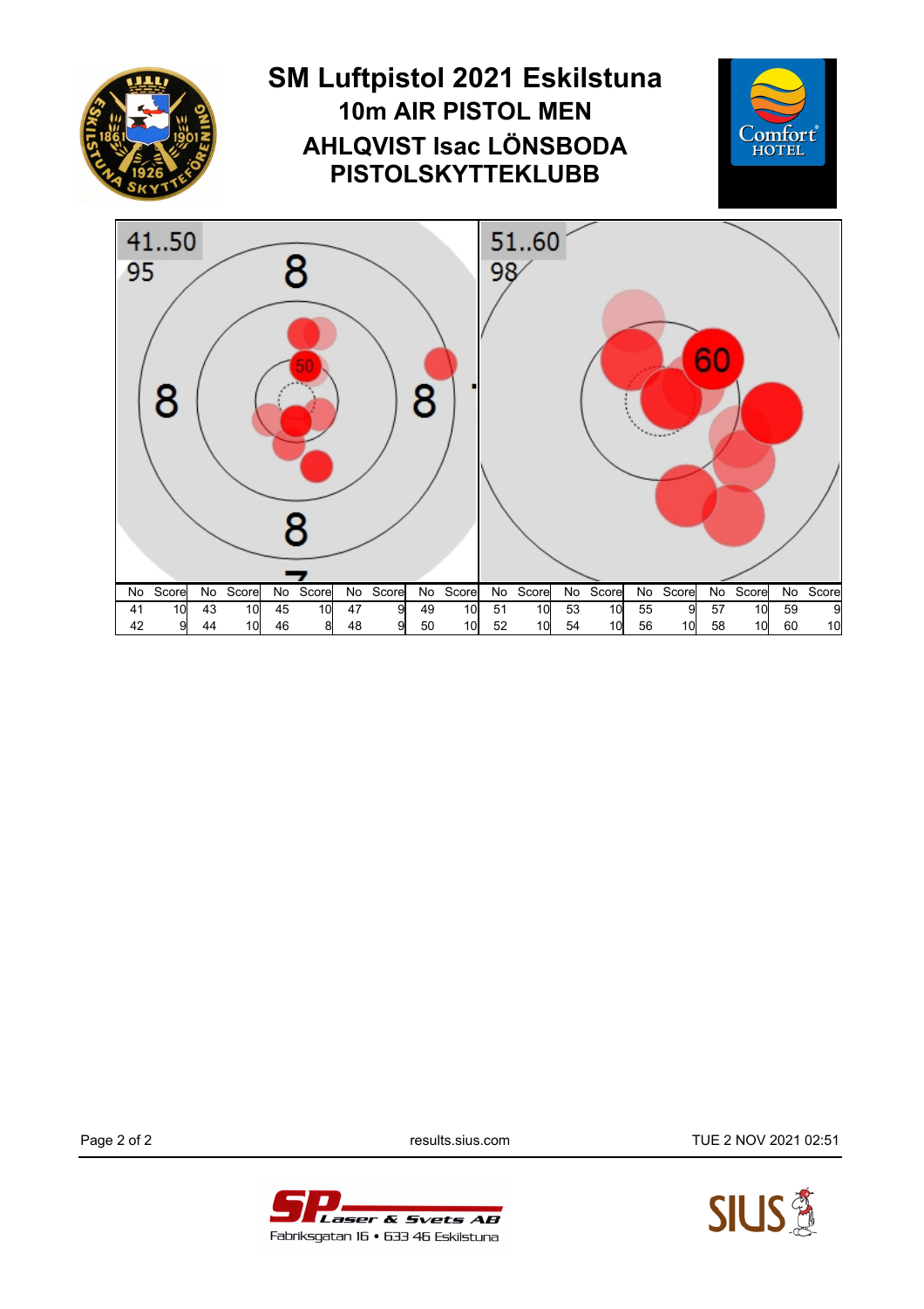# SM Luftpistol 2021 Eskilstuna

## 10m AIR PISTOL MEN

## AHLQVIST Isac LÖNSBODA PISTOLSKYTTEKLUBB

41..50

95

8

8

8

8

50

51..60

98

60

| No | Score | No | Score | No | Score | No | Score | No | Score | No | Score | No | Score | No | Score | No | Score | No | Score |
|---|---|---|---|---|---|---|---|---|---|---|---|---|---|---|---|---|---|---|---|
| 41 | 10 | 43 | 10 | 45 | 10 | 47 | 9 | 49 | 10 | 51 | 10 | 53 | 10 | 55 | 9 | 57 | 10 | 59 | 9 |
| 42 | 9 | 44 | 10 | 46 | 8 | 48 | 9 | 50 | 10 | 52 | 10 | 54 | 10 | 56 | 10 | 58 | 10 | 60 | 10 |

results.sius.com

TUE 2 NOV 2021 02:51

SP Laser & Svets AB
Fabriksgatan 16 • 633 46 Eskilstuna

SIUS